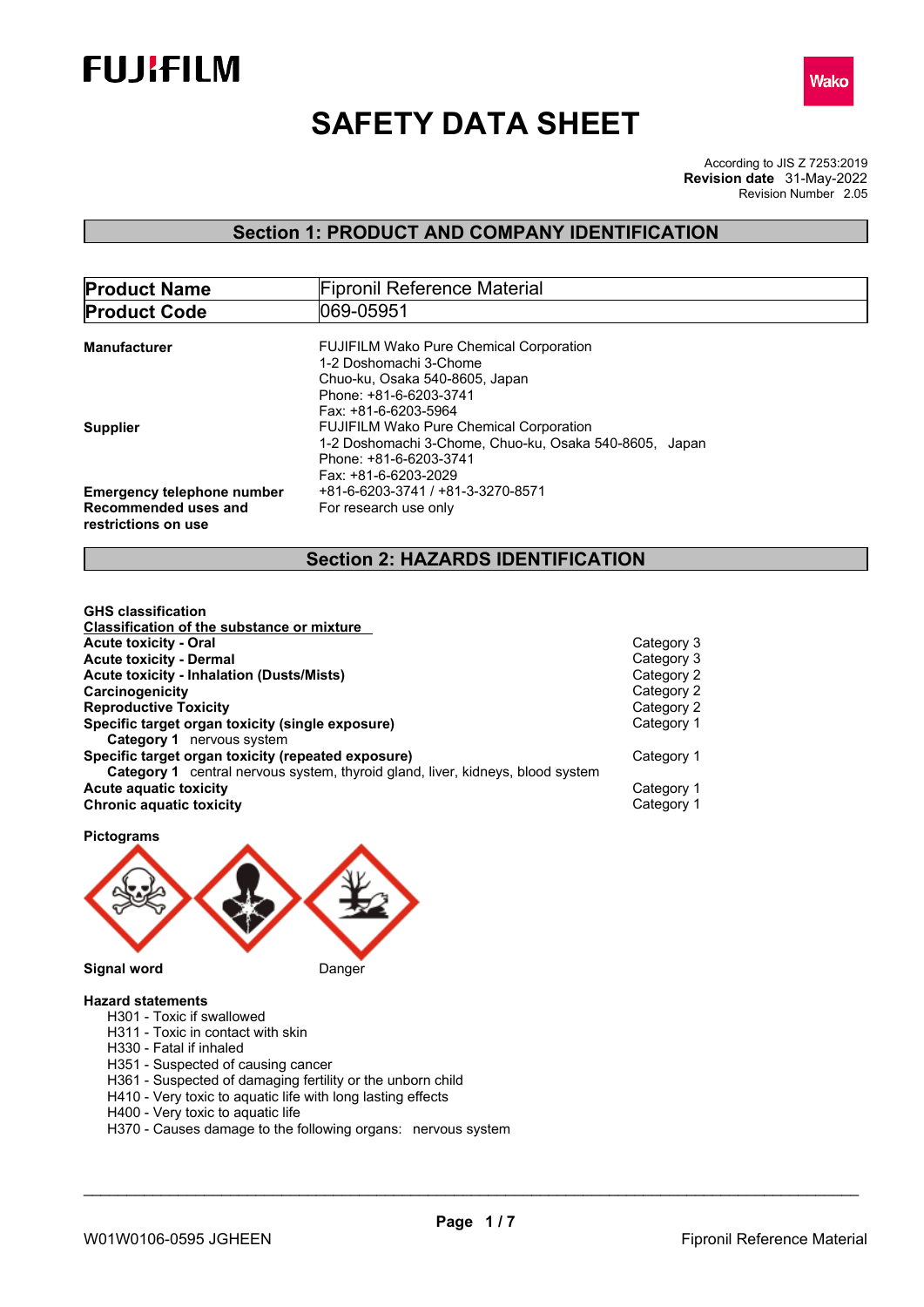FUJIFILM

Wako

# SAFETY DATA SHEET

According to JIS Z 7253:2019
**Revision date** 31-May-2022
Revision Number 2.05

## Section 1: PRODUCT AND COMPANY IDENTIFICATION

| **Product Name** | Fipronil Reference Material |
|---|---|
| **Product Code** | 069-05951 |

**Manufacturer**
FUJIFILM Wako Pure Chemical Corporation
1-2 Doshomachi 3-Chome
Chuo-ku, Osaka 540-8605, Japan
Phone: +81-6-6203-3741
Fax: +81-6-6203-5964

**Supplier**
FUJIFILM Wako Pure Chemical Corporation
1-2 Doshomachi 3-Chome, Chuo-ku, Osaka 540-8605, Japan
Phone: +81-6-6203-3741
Fax: +81-6-6203-2029

**Emergency telephone number** +81-6-6203-3741 / +81-3-3270-8571

**Recommended uses and restrictions on use** For research use only

## Section 2: HAZARDS IDENTIFICATION

**GHS classification**

**Classification of the substance or mixture**

| | |
|---|---|
| **Acute toxicity - Oral** | Category 3 |
| **Acute toxicity - Dermal** | Category 3 |
| **Acute toxicity - Inhalation (Dusts/Mists)** | Category 2 |
| **Carcinogenicity** | Category 2 |
| **Reproductive Toxicity** | Category 2 |
| **Specific target organ toxicity (single exposure)** | Category 1 |
| **Category 1** nervous system | |
| **Specific target organ toxicity (repeated exposure)** | Category 1 |
| **Category 1** central nervous system, thyroid gland, liver, kidneys, blood system | |
| **Acute aquatic toxicity** | Category 1 |
| **Chronic aquatic toxicity** | Category 1 |

**Pictograms**

**Signal word** Danger

**Hazard statements**
- H301 - Toxic if swallowed
- H311 - Toxic in contact with skin
- H330 - Fatal if inhaled
- H351 - Suspected of causing cancer
- H361 - Suspected of damaging fertility or the unborn child
- H410 - Very toxic to aquatic life with long lasting effects
- H400 - Very toxic to aquatic life
- H370 - Causes damage to the following organs: nervous system

W01W0106-0595 JGHEEN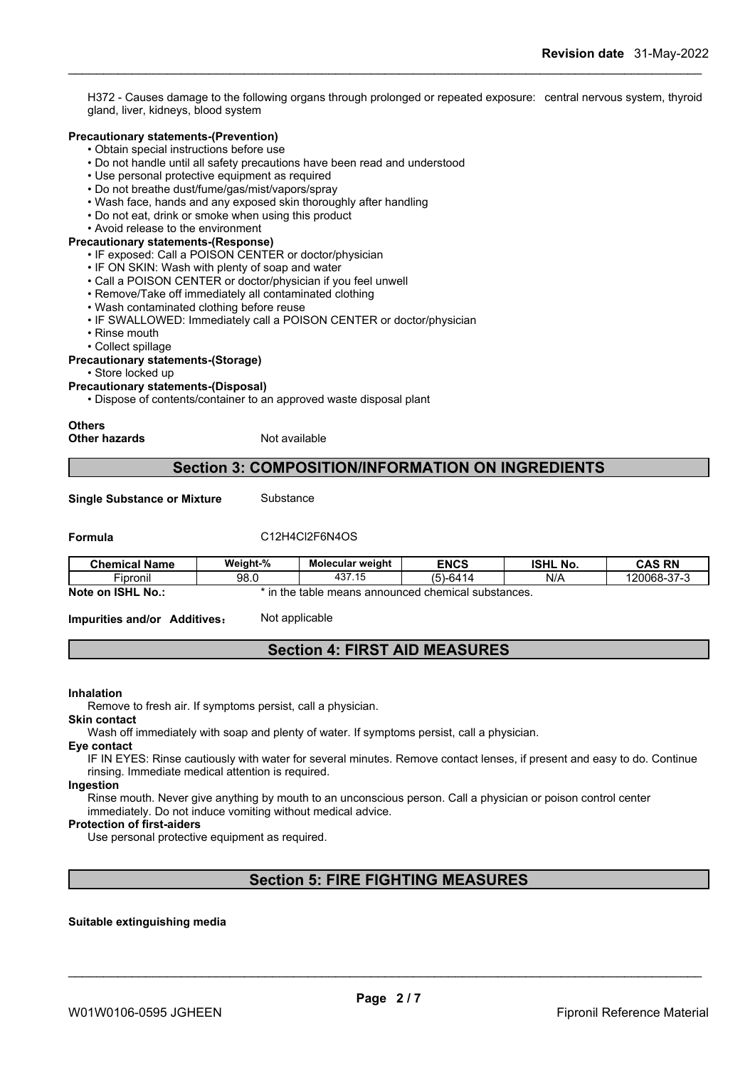H372 - Causes damage to the following organs through prolonged or repeated exposure: central nervous system, thyroid gland, liver, kidneys, blood system

**Precautionary statements-(Prevention)**

- Obtain special instructions before use
- Do not handle until all safety precautions have been read and understood
- Use personal protective equipment as required
- Do not breathe dust/fume/gas/mist/vapors/spray
- Wash face, hands and any exposed skin thoroughly after handling
- Do not eat, drink or smoke when using this product
- Avoid release to the environment

**Precautionary statements-(Response)**

- IF exposed: Call a POISON CENTER or doctor/physician
- IF ON SKIN: Wash with plenty of soap and water
- Call a POISON CENTER or doctor/physician if you feel unwell
- Remove/Take off immediately all contaminated clothing
- Wash contaminated clothing before reuse
- IF SWALLOWED: Immediately call a POISON CENTER or doctor/physician
- Rinse mouth
- Collect spillage

**Precautionary statements-(Storage)**

- Store locked up

**Precautionary statements-(Disposal)**

- Dispose of contents/container to an approved waste disposal plant

**Others**

**Other hazards** Not available

## Section 3: COMPOSITION/INFORMATION ON INGREDIENTS

**Single Substance or Mixture** Substance

**Formula** C12H4Cl2F6N4OS

| Chemical Name | Weight-% | Molecular weight | ENCS | ISHL No. | CAS RN |
|---|---|---|---|---|---|
| Fipronil | 98.0 | 437.15 | (5)-6414 | N/A | 120068-37-3 |

**Note on ISHL No.:** * in the table means announced chemical substances.

**Impurities and/or Additives:** Not applicable

## Section 4: FIRST AID MEASURES

**Inhalation**

Remove to fresh air. If symptoms persist, call a physician.

**Skin contact**

Wash off immediately with soap and plenty of water. If symptoms persist, call a physician.

**Eye contact**

IF IN EYES: Rinse cautiously with water for several minutes. Remove contact lenses, if present and easy to do. Continue rinsing. Immediate medical attention is required.

**Ingestion**

Rinse mouth. Never give anything by mouth to an unconscious person. Call a physician or poison control center immediately. Do not induce vomiting without medical advice.

**Protection of first-aiders**

Use personal protective equipment as required.

## Section 5: FIRE FIGHTING MEASURES

**Suitable extinguishing media**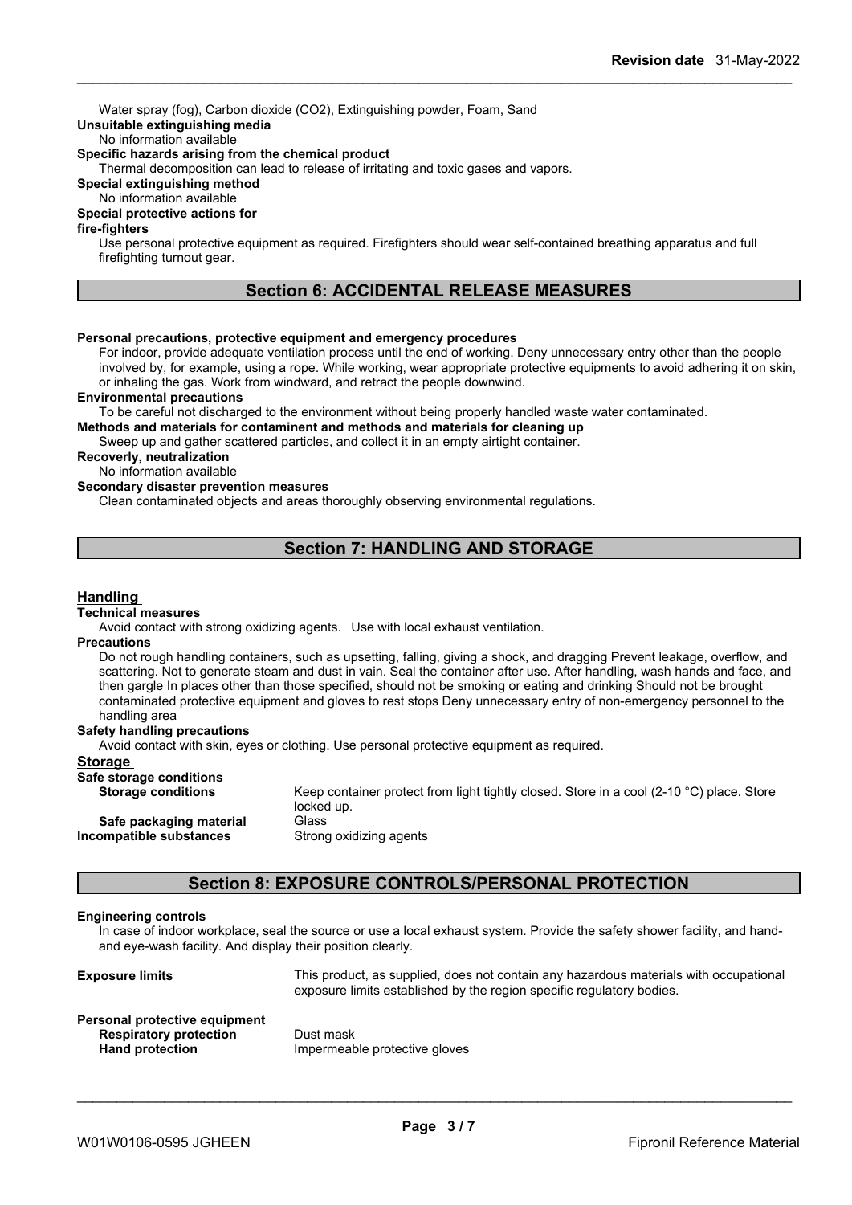Water spray (fog), Carbon dioxide ($CO_2$), Extinguishing powder, Foam, Sand

**Unsuitable extinguishing media**

No information available

**Specific hazards arising from the chemical product**

Thermal decomposition can lead to release of irritating and toxic gases and vapors.

**Special extinguishing method**

No information available

**Special protective actions for fire-fighters**

Use personal protective equipment as required. Firefighters should wear self-contained breathing apparatus and full firefighting turnout gear.

## Section 6: ACCIDENTAL RELEASE MEASURES

**Personal precautions, protective equipment and emergency procedures**

For indoor, provide adequate ventilation process until the end of working. Deny unnecessary entry other than the people involved by, for example, using a rope. While working, wear appropriate protective equipments to avoid adhering it on skin, or inhaling the gas. Work from windward, and retract the people downwind.

**Environmental precautions**

To be careful not discharged to the environment without being properly handled waste water contaminated.

**Methods and materials for contaminent and methods and materials for cleaning up**

Sweep up and gather scattered particles, and collect it in an empty airtight container.

**Recoverly, neutralization**

No information available

**Secondary disaster prevention measures**

Clean contaminated objects and areas thoroughly observing environmental regulations.

## Section 7: HANDLING AND STORAGE

### Handling

**Technical measures**

Avoid contact with strong oxidizing agents. Use with local exhaust ventilation.

**Precautions**

Do not rough handling containers, such as upsetting, falling, giving a shock, and dragging Prevent leakage, overflow, and scattering. Not to generate steam and dust in vain. Seal the container after use. After handling, wash hands and face, and then gargle In places other than those specified, should not be smoking or eating and drinking Should not be brought contaminated protective equipment and gloves to rest stops Deny unnecessary entry of non-emergency personnel to the handling area

**Safety handling precautions**

Avoid contact with skin, eyes or clothing. Use personal protective equipment as required.

### Storage

**Safe storage conditions**

| | |
|---|---|
| **Storage conditions** | Keep container protect from light tightly closed. Store in a cool (2-10 °C) place. Store locked up. |
| **Safe packaging material** | Glass |
| **Incompatible substances** | Strong oxidizing agents |

## Section 8: EXPOSURE CONTROLS/PERSONAL PROTECTION

**Engineering controls**

In case of indoor workplace, seal the source or use a local exhaust system. Provide the safety shower facility, and hand- and eye-wash facility. And display their position clearly.

| | |
|---|---|
| **Exposure limits** | This product, as supplied, does not contain any hazardous materials with occupational exposure limits established by the region specific regulatory bodies. |

**Personal protective equipment**

| | |
|---|---|
| **Respiratory protection** | Dust mask |
| **Hand protection** | Impermeable protective gloves |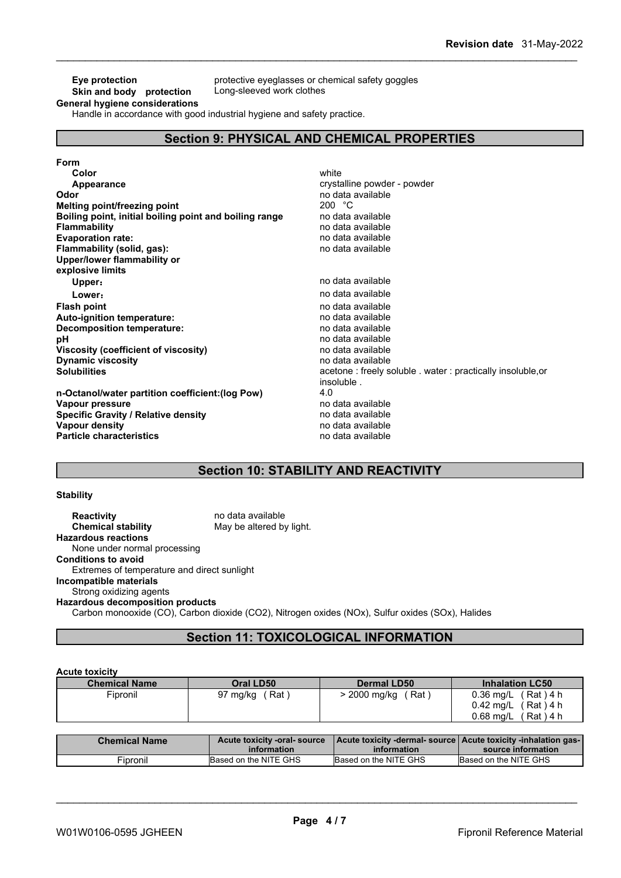**Eye protection** protective eyeglasses or chemical safety goggles
**Skin and body protection** Long-sleeved work clothes

**General hygiene considerations**
Handle in accordance with good industrial hygiene and safety practice.

## Section 9: PHYSICAL AND CHEMICAL PROPERTIES

**Form**

| | |
|---|---|
| **Color** | white |
| **Appearance** | crystalline powder - powder |
| **Odor** | no data available |
| **Melting point/freezing point** | 200 °C |
| **Boiling point, initial boiling point and boiling range** | no data available |
| **Flammability** | no data available |
| **Evaporation rate:** | no data available |
| **Flammability (solid, gas):** | no data available |
| **Upper/lower flammability or explosive limits** | |
| **Upper:** | no data available |
| **Lower:** | no data available |
| **Flash point** | no data available |
| **Auto-ignition temperature:** | no data available |
| **Decomposition temperature:** | no data available |
| **pH** | no data available |
| **Viscosity (coefficient of viscosity)** | no data available |
| **Dynamic viscosity** | no data available |
| **Solubilities** | acetone : freely soluble . water : practically insoluble,or insoluble . |
| **n-Octanol/water partition coefficient:(log Pow)** | 4.0 |
| **Vapour pressure** | no data available |
| **Specific Gravity / Relative density** | no data available |
| **Vapour density** | no data available |
| **Particle characteristics** | no data available |

## Section 10: STABILITY AND REACTIVITY

**Stability**

**Reactivity** no data available
**Chemical stability** May be altered by light.

**Hazardous reactions**
None under normal processing

**Conditions to avoid**
Extremes of temperature and direct sunlight

**Incompatible materials**
Strong oxidizing agents

**Hazardous decomposition products**
Carbon monooxide (CO), Carbon dioxide ($CO_2$), Nitrogen oxides (NOx), Sulfur oxides (SOx), Halides

## Section 11: TOXICOLOGICAL INFORMATION

**Acute toxicity**

| Chemical Name | Oral LD50 | Dermal LD50 | Inhalation LC50 |
|---|---|---|---|
| Fipronil | 97 mg/kg ( Rat ) | > 2000 mg/kg ( Rat ) | 0.36 mg/L ( Rat ) 4 h<br>0.42 mg/L ( Rat ) 4 h<br>0.68 mg/L ( Rat ) 4 h |

| Chemical Name | Acute toxicity -oral- source information | Acute toxicity -dermal- source information | Acute toxicity -inhalation gas- source information |
|---|---|---|---|
| Fipronil | Based on the NITE GHS | Based on the NITE GHS | Based on the NITE GHS |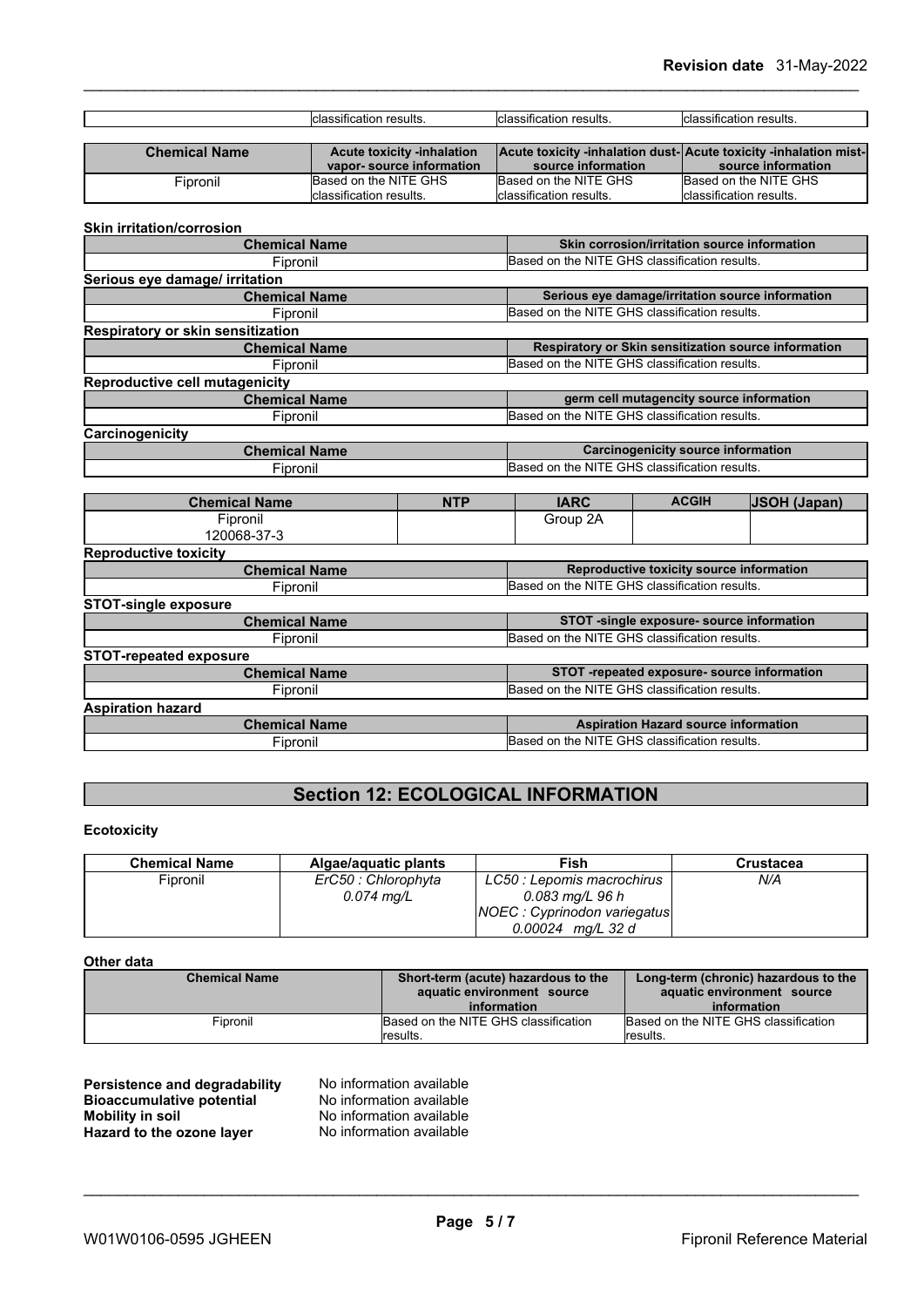| | classification results. | classification results. | classification results. |
|---|---|---|---|

| Chemical Name | Acute toxicity -inhalation vapor- source information | Acute toxicity -inhalation dust- source information | Acute toxicity -inhalation mist- source information |
|---|---|---|---|
| Fipronil | Based on the NITE GHS classification results. | Based on the NITE GHS classification results. | Based on the NITE GHS classification results. |

**Skin irritation/corrosion**

| Chemical Name | Skin corrosion/irritation source information |
|---|---|
| Fipronil | Based on the NITE GHS classification results. |

**Serious eye damage/ irritation**

| Chemical Name | Serious eye damage/irritation source information |
|---|---|
| Fipronil | Based on the NITE GHS classification results. |

**Respiratory or skin sensitization**

| Chemical Name | Respiratory or Skin sensitization source information |
|---|---|
| Fipronil | Based on the NITE GHS classification results. |

**Reproductive cell mutagenicity**

| Chemical Name | germ cell mutagencity source information |
|---|---|
| Fipronil | Based on the NITE GHS classification results. |

**Carcinogenicity**

| Chemical Name | Carcinogenicity source information |
|---|---|
| Fipronil | Based on the NITE GHS classification results. |

| Chemical Name | NTP | IARC | ACGIH | JSOH (Japan) |
|---|---|---|---|---|
| Fipronil 120068-37-3 | | Group 2A | | |

**Reproductive toxicity**

| Chemical Name | Reproductive toxicity source information |
|---|---|
| Fipronil | Based on the NITE GHS classification results. |

**STOT-single exposure**

| Chemical Name | STOT -single exposure- source information |
|---|---|
| Fipronil | Based on the NITE GHS classification results. |

**STOT-repeated exposure**

| Chemical Name | STOT -repeated exposure- source information |
|---|---|
| Fipronil | Based on the NITE GHS classification results. |

**Aspiration hazard**

| Chemical Name | Aspiration Hazard source information |
|---|---|
| Fipronil | Based on the NITE GHS classification results. |

## Section 12: ECOLOGICAL INFORMATION

**Ecotoxicity**

| Chemical Name | Algae/aquatic plants | Fish | Crustacea |
|---|---|---|---|
| Fipronil | *ErC50 : Chlorophyta 0.074 mg/L* | *LC50 : Lepomis macrochirus 0.083 mg/L 96 h NOEC : Cyprinodon variegatus 0.00024 mg/L 32 d* | *N/A* |

**Other data**

| Chemical Name | Short-term (acute) hazardous to the aquatic environment source information | Long-term (chronic) hazardous to the aquatic environment source information |
|---|---|---|
| Fipronil | Based on the NITE GHS classification results. | Based on the NITE GHS classification results. |

**Persistence and degradability** No information available
**Bioaccumulative potential** No information available
**Mobility in soil** No information available
**Hazard to the ozone layer** No information available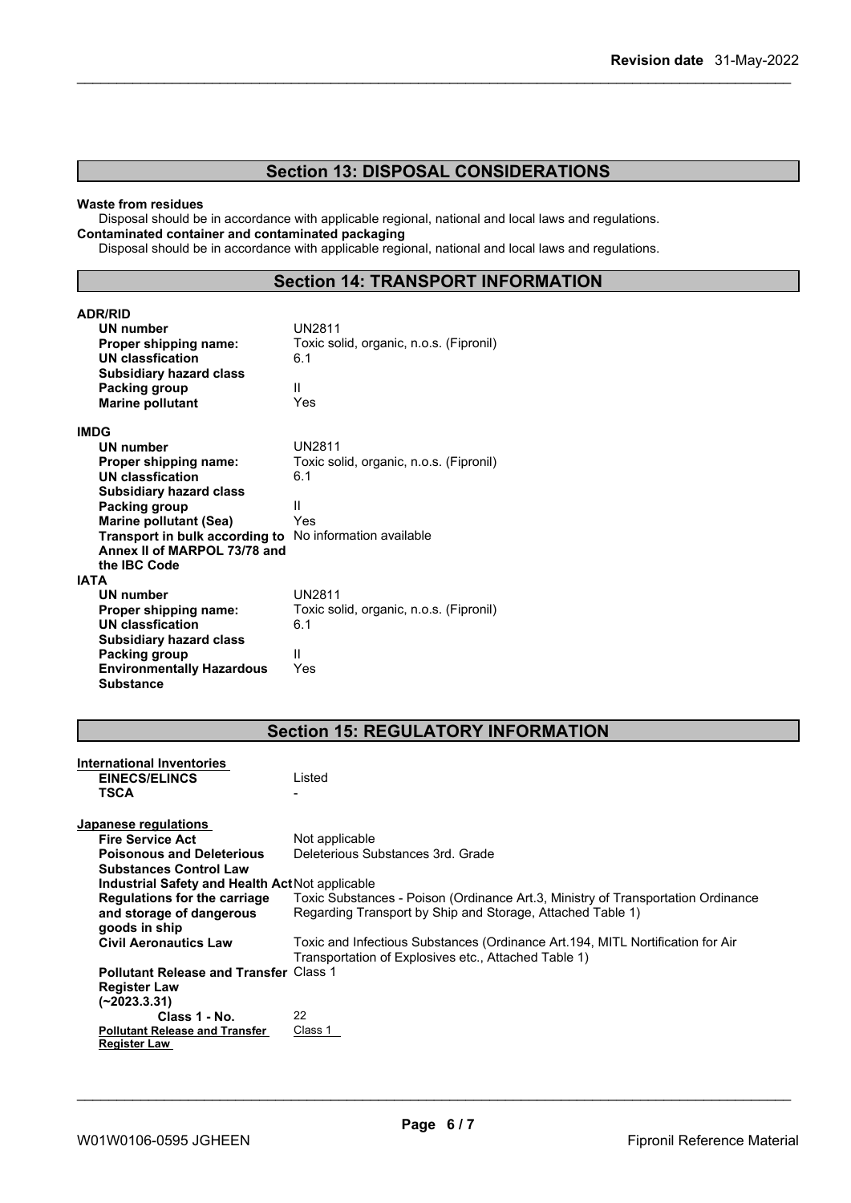## Section 13: DISPOSAL CONSIDERATIONS

**Waste from residues**

Disposal should be in accordance with applicable regional, national and local laws and regulations.

**Contaminated container and contaminated packaging**

Disposal should be in accordance with applicable regional, national and local laws and regulations.

## Section 14: TRANSPORT INFORMATION

**ADR/RID**

| | |
|---|---|
| **UN number** | UN2811 |
| **Proper shipping name:** | Toxic solid, organic, n.o.s. (Fipronil) |
| **UN classfication** | 6.1 |
| **Subsidiary hazard class** | |
| **Packing group** | II |
| **Marine pollutant** | Yes |

**IMDG**

| | |
|---|---|
| **UN number** | UN2811 |
| **Proper shipping name:** | Toxic solid, organic, n.o.s. (Fipronil) |
| **UN classfication** | 6.1 |
| **Subsidiary hazard class** | |
| **Packing group** | II |
| **Marine pollutant (Sea)** | Yes |
| **Transport in bulk according to Annex II of MARPOL 73/78 and the IBC Code** | No information available |

**IATA**

| | |
|---|---|
| **UN number** | UN2811 |
| **Proper shipping name:** | Toxic solid, organic, n.o.s. (Fipronil) |
| **UN classfication** | 6.1 |
| **Subsidiary hazard class** | |
| **Packing group** | II |
| **Environmentally Hazardous Substance** | Yes |

## Section 15: REGULATORY INFORMATION

**International Inventories**

| | |
|---|---|
| **EINECS/ELINCS** | Listed |
| **TSCA** | - |

**Japanese regulations**

| | |
|---|---|
| **Fire Service Act** | Not applicable |
| **Poisonous and Deleterious Substances Control Law** | Deleterious Substances 3rd. Grade |
| **Industrial Safety and Health Act** | Not applicable |
| **Regulations for the carriage and storage of dangerous goods in ship** | Toxic Substances - Poison (Ordinance Art.3, Ministry of Transportation Ordinance Regarding Transport by Ship and Storage, Attached Table 1) |
| **Civil Aeronautics Law** | Toxic and Infectious Substances (Ordinance Art.194, MITL Nortification for Air Transportation of Explosives etc., Attached Table 1) |
| **Pollutant Release and Transfer Register Law (~2023.3.31)** | Class 1 |
| **Class 1 - No.** | 22 |
| **Pollutant Release and Transfer Register Law** | Class 1 |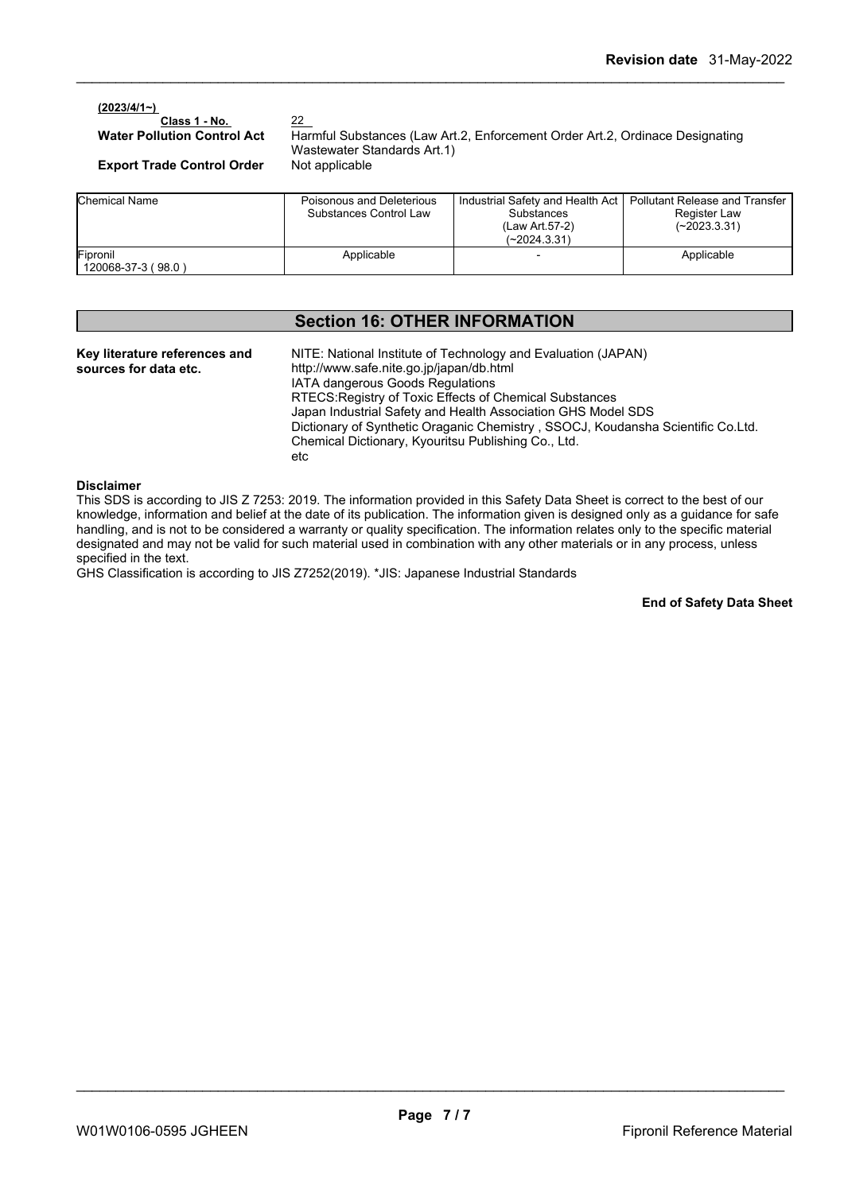**(2023/4/1~)**

| | |
|---|---|
| **Class 1 - No.** | 22 |
| **Water Pollution Control Act** | Harmful Substances (Law Art.2, Enforcement Order Art.2, Ordinace Designating Wastewater Standards Art.1) |
| **Export Trade Control Order** | Not applicable |

| Chemical Name | Poisonous and Deleterious Substances Control Law | Industrial Safety and Health Act Substances (Law Art.57-2) (~2024.3.31) | Pollutant Release and Transfer Register Law (~2023.3.31) |
|---|---|---|---|
| Fipronil 120068-37-3 ( 98.0 ) | Applicable | - | Applicable |

## Section 16: OTHER INFORMATION

**Key literature references and sources for data etc.**

NITE: National Institute of Technology and Evaluation (JAPAN)
http://www.safe.nite.go.jp/japan/db.html
IATA dangerous Goods Regulations
RTECS:Registry of Toxic Effects of Chemical Substances
Japan Industrial Safety and Health Association GHS Model SDS
Dictionary of Synthetic Oraganic Chemistry , SSOCJ, Koudansha Scientific Co.Ltd.
Chemical Dictionary, Kyouritsu Publishing Co., Ltd.
etc

**Disclaimer**

This SDS is according to JIS Z 7253: 2019. The information provided in this Safety Data Sheet is correct to the best of our knowledge, information and belief at the date of its publication. The information given is designed only as a guidance for safe handling, and is not to be considered a warranty or quality specification. The information relates only to the specific material designated and may not be valid for such material used in combination with any other materials or in any process, unless specified in the text.

GHS Classification is according to JIS Z7252(2019). *JIS: Japanese Industrial Standards

**End of Safety Data Sheet**